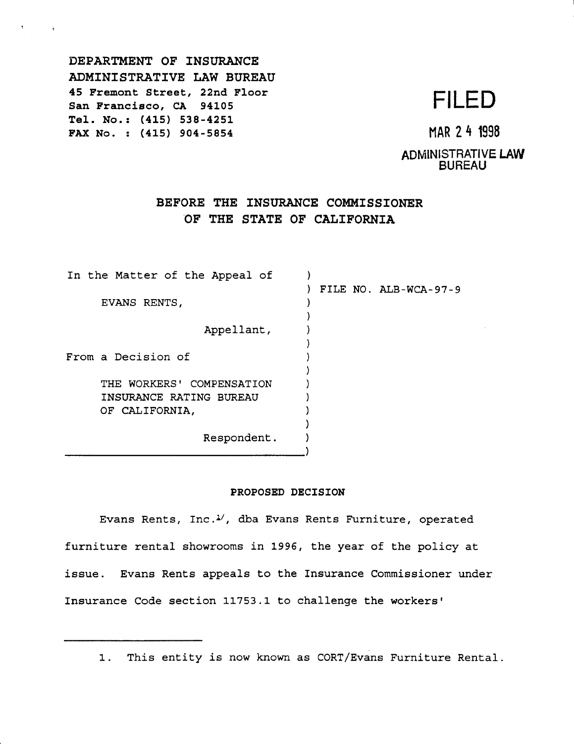DEPARTMENT OF INSURANCE
ADMINISTRATIVE LAW BUREAU
45 Fremont Street, 22nd Floor
San Francisco, CA 94105
Tel. No.: (415) 538-4251
FAX No. : (415) 904-5854

**FILED**

MAR 24 1998

ADMINISTRATIVE LAW BUREAU

**BEFORE THE INSURANCE COMMISSIONER OF THE STATE OF CALIFORNIA**

| | |
|---|---|
| In the Matter of the Appeal of | FILE NO. ALB-WCA-97-9 |
| EVANS RENTS, | |
| Appellant, | |
| From a Decision of | |
| THE WORKERS' COMPENSATION INSURANCE RATING BUREAU OF CALIFORNIA, | |
| Respondent. | |

**PROPOSED DECISION**

Evans Rents, Inc.[1], dba Evans Rents Furniture, operated furniture rental showrooms in 1996, the year of the policy at issue. Evans Rents appeals to the Insurance Commissioner under Insurance Code section 11753.1 to challenge the workers'

---

1. This entity is now known as CORT/Evans Furniture Rental.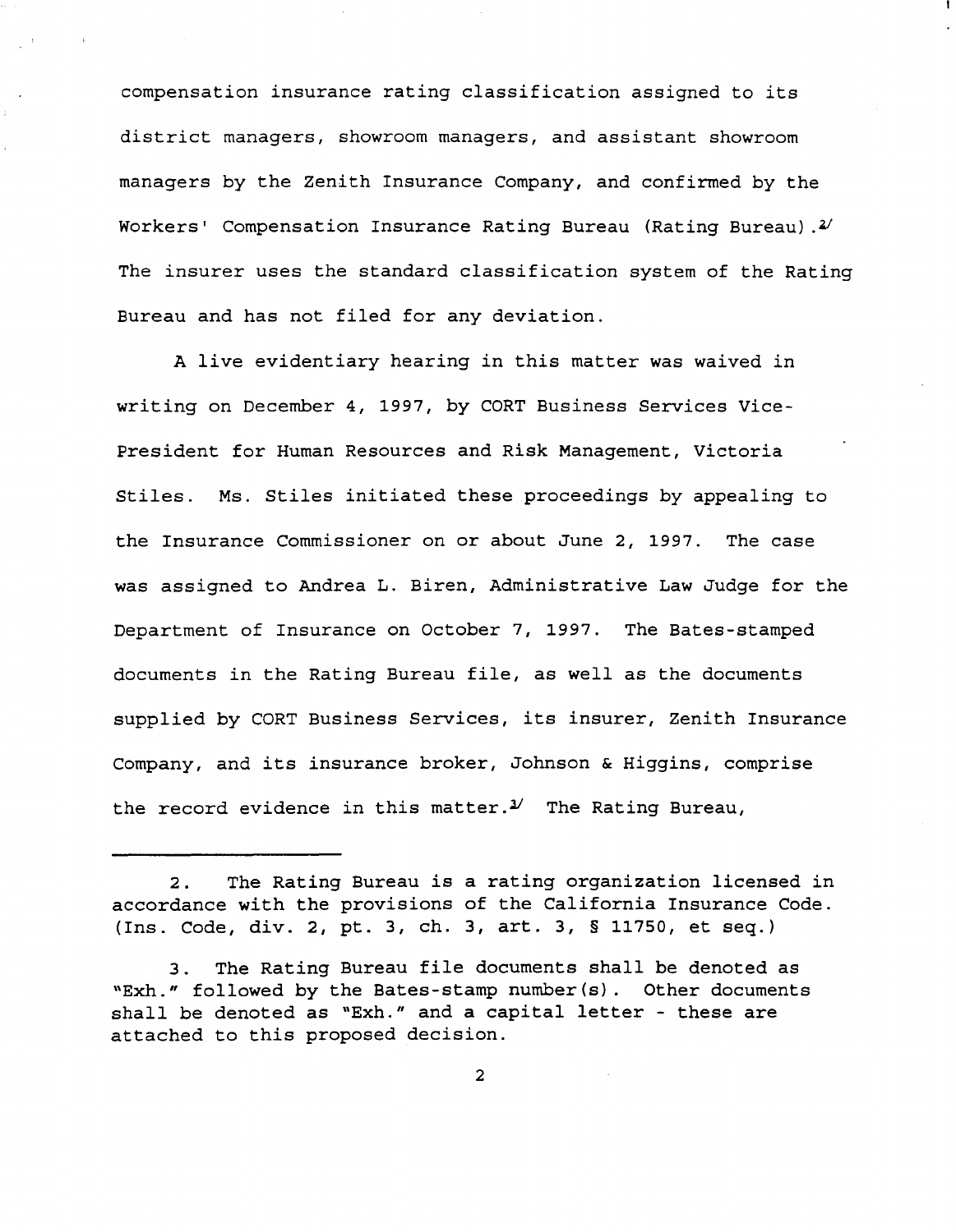compensation insurance rating classification assigned to its district managers, showroom managers, and assistant showroom managers by the Zenith Insurance Company, and confirmed by the Workers' Compensation Insurance Rating Bureau (Rating Bureau).[2] The insurer uses the standard classification system of the Rating Bureau and has not filed for any deviation.

A live evidentiary hearing in this matter was waived in writing on December 4, 1997, by CORT Business Services Vice-President for Human Resources and Risk Management, Victoria Stiles. Ms. Stiles initiated these proceedings by appealing to the Insurance Commissioner on or about June 2, 1997. The case was assigned to Andrea L. Biren, Administrative Law Judge for the Department of Insurance on October 7, 1997. The Bates-stamped documents in the Rating Bureau file, as well as the documents supplied by CORT Business Services, its insurer, Zenith Insurance Company, and its insurance broker, Johnson & Higgins, comprise the record evidence in this matter.[3] The Rating Bureau,

---

2. The Rating Bureau is a rating organization licensed in accordance with the provisions of the California Insurance Code. (Ins. Code, div. 2, pt. 3, ch. 3, art. 3, § 11750, et seq.)

3. The Rating Bureau file documents shall be denoted as "Exh." followed by the Bates-stamp number(s). Other documents shall be denoted as "Exh." and a capital letter - these are attached to this proposed decision.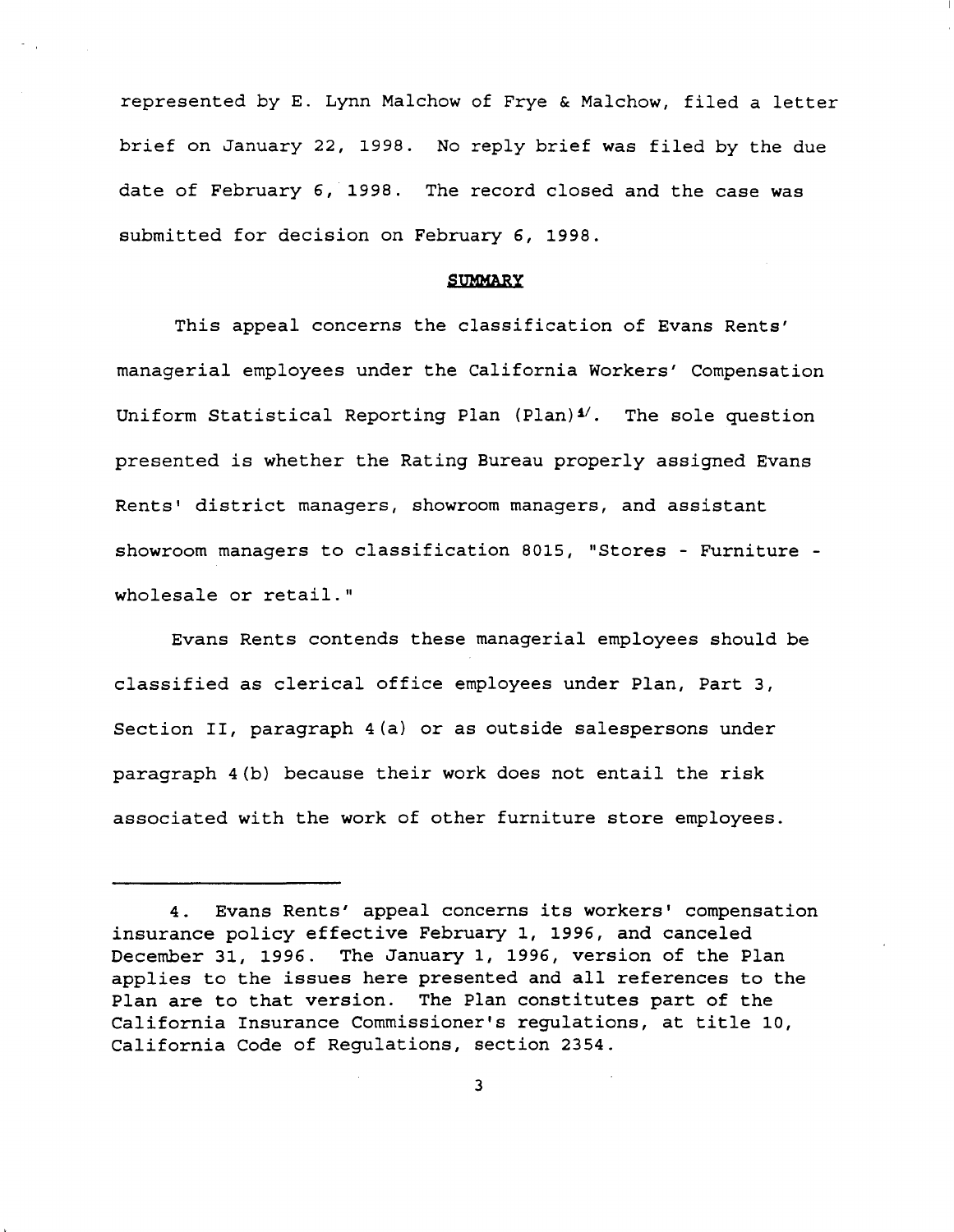represented by E. Lynn Malchow of Frye & Malchow, filed a letter brief on January 22, 1998. No reply brief was filed by the due date of February 6, 1998. The record closed and the case was submitted for decision on February 6, 1998.

## SUMMARY

This appeal concerns the classification of Evans Rents' managerial employees under the California Workers' Compensation Uniform Statistical Reporting Plan (Plan)[4]. The sole question presented is whether the Rating Bureau properly assigned Evans Rents' district managers, showroom managers, and assistant showroom managers to classification 8015, "Stores - Furniture - wholesale or retail."

Evans Rents contends these managerial employees should be classified as clerical office employees under Plan, Part 3, Section II, paragraph 4(a) or as outside salespersons under paragraph 4(b) because their work does not entail the risk associated with the work of other furniture store employees.

---

4. Evans Rents' appeal concerns its workers' compensation insurance policy effective February 1, 1996, and canceled December 31, 1996. The January 1, 1996, version of the Plan applies to the issues here presented and all references to the Plan are to that version. The Plan constitutes part of the California Insurance Commissioner's regulations, at title 10, California Code of Regulations, section 2354.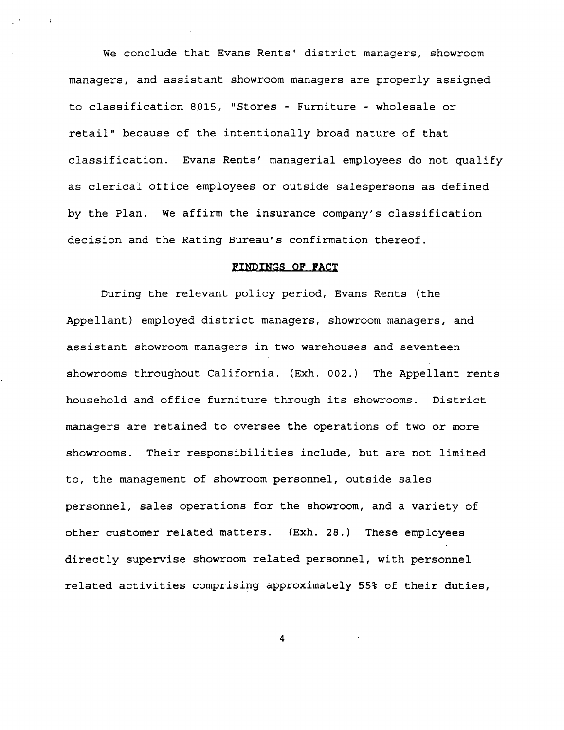We conclude that Evans Rents' district managers, showroom managers, and assistant showroom managers are properly assigned to classification 8015, "Stores - Furniture - wholesale or retail" because of the intentionally broad nature of that classification. Evans Rents' managerial employees do not qualify as clerical office employees or outside salespersons as defined by the Plan. We affirm the insurance company's classification decision and the Rating Bureau's confirmation thereof.

## FINDINGS OF FACT

During the relevant policy period, Evans Rents (the Appellant) employed district managers, showroom managers, and assistant showroom managers in two warehouses and seventeen showrooms throughout California. (Exh. 002.) The Appellant rents household and office furniture through its showrooms. District managers are retained to oversee the operations of two or more showrooms. Their responsibilities include, but are not limited to, the management of showroom personnel, outside sales personnel, sales operations for the showroom, and a variety of other customer related matters. (Exh. 28.) These employees directly supervise showroom related personnel, with personnel related activities comprising approximately 55% of their duties,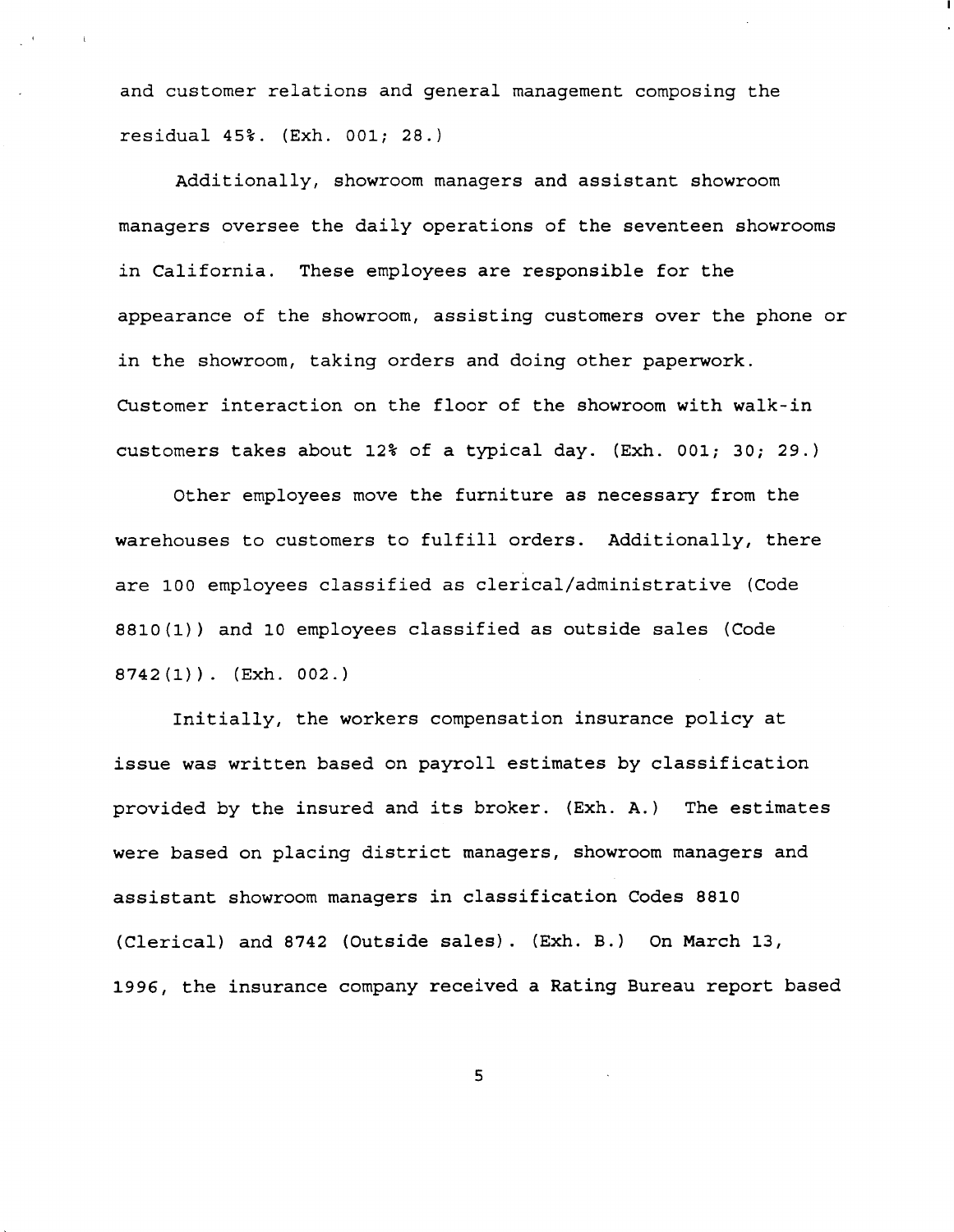and customer relations and general management composing the residual 45%. (Exh. 001; 28.)

Additionally, showroom managers and assistant showroom managers oversee the daily operations of the seventeen showrooms in California. These employees are responsible for the appearance of the showroom, assisting customers over the phone or in the showroom, taking orders and doing other paperwork. Customer interaction on the floor of the showroom with walk-in customers takes about 12% of a typical day. (Exh. 001; 30; 29.)

Other employees move the furniture as necessary from the warehouses to customers to fulfill orders. Additionally, there are 100 employees classified as clerical/administrative (Code 8810(1)) and 10 employees classified as outside sales (Code 8742(1)). (Exh. 002.)

Initially, the workers compensation insurance policy at issue was written based on payroll estimates by classification provided by the insured and its broker. (Exh. A.) The estimates were based on placing district managers, showroom managers and assistant showroom managers in classification Codes 8810 (Clerical) and 8742 (Outside sales). (Exh. B.) On March 13, 1996, the insurance company received a Rating Bureau report based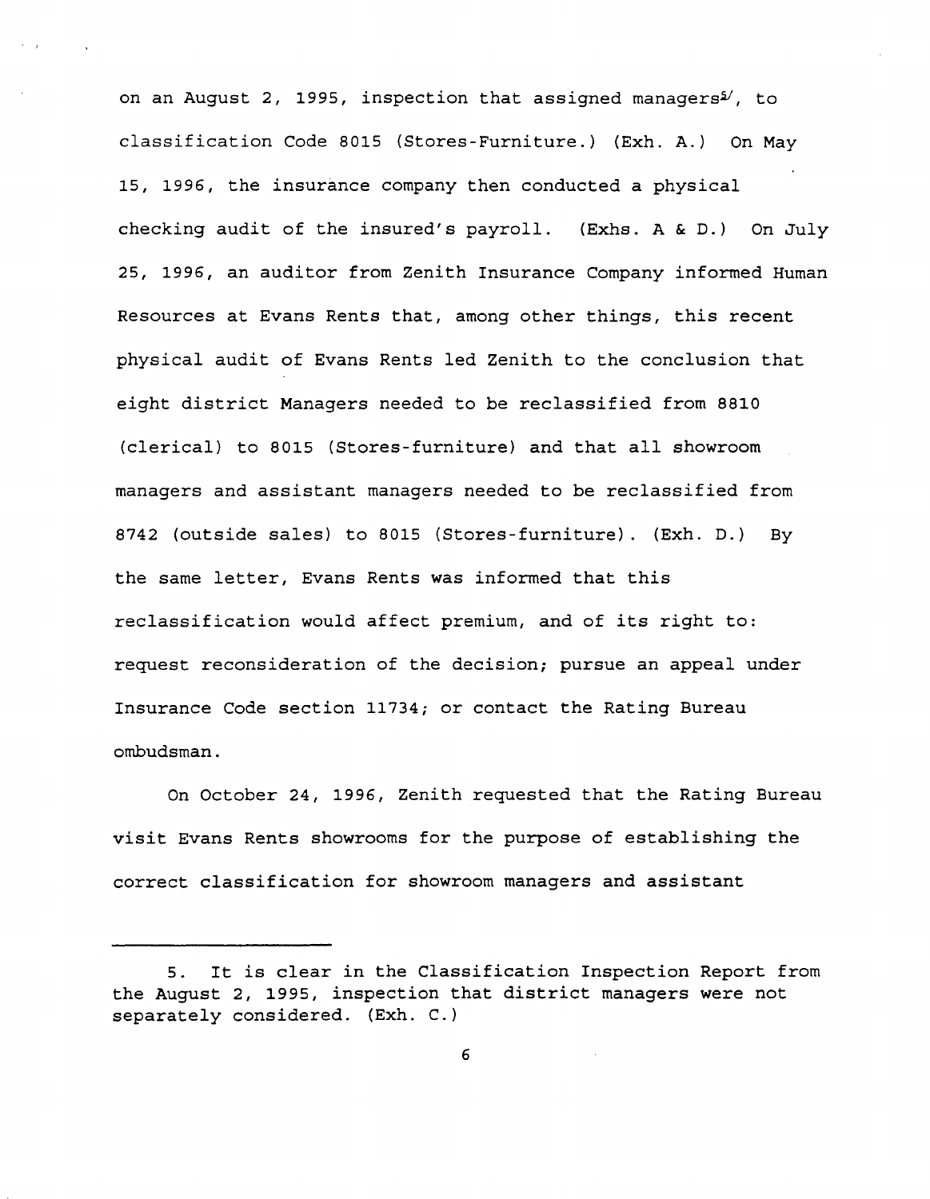on an August 2, 1995, inspection that assigned managers[5], to classification Code 8015 (Stores-Furniture.) (Exh. A.) On May 15, 1996, the insurance company then conducted a physical checking audit of the insured's payroll. (Exhs. A & D.) On July 25, 1996, an auditor from Zenith Insurance Company informed Human Resources at Evans Rents that, among other things, this recent physical audit of Evans Rents led Zenith to the conclusion that eight district Managers needed to be reclassified from 8810 (clerical) to 8015 (Stores-furniture) and that all showroom managers and assistant managers needed to be reclassified from 8742 (outside sales) to 8015 (Stores-furniture). (Exh. D.) By the same letter, Evans Rents was informed that this reclassification would affect premium, and of its right to: request reconsideration of the decision; pursue an appeal under Insurance Code section 11734; or contact the Rating Bureau ombudsman.

On October 24, 1996, Zenith requested that the Rating Bureau visit Evans Rents showrooms for the purpose of establishing the correct classification for showroom managers and assistant

---

5. It is clear in the Classification Inspection Report from the August 2, 1995, inspection that district managers were not separately considered. (Exh. C.)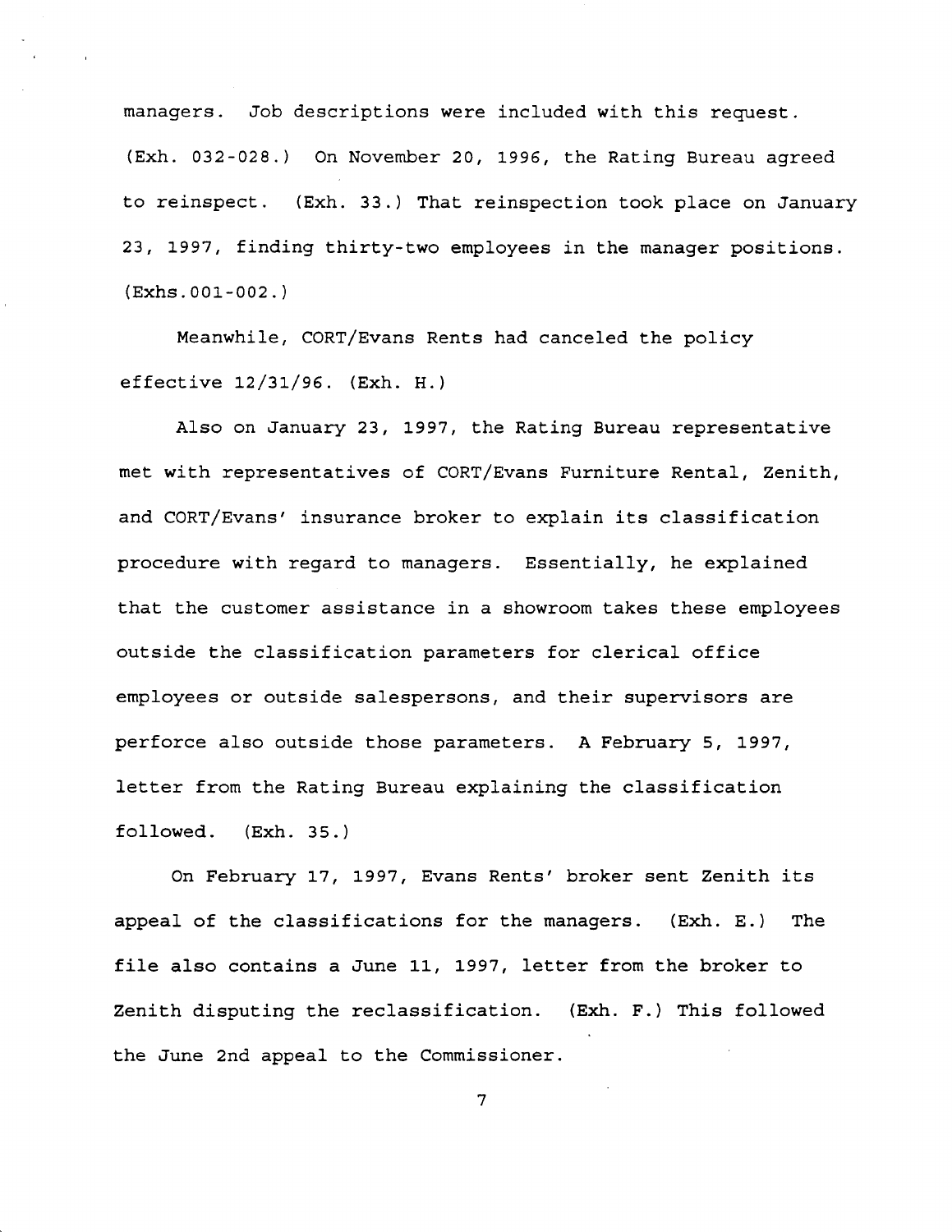managers. Job descriptions were included with this request. (Exh. 032-028.) On November 20, 1996, the Rating Bureau agreed to reinspect. (Exh. 33.) That reinspection took place on January 23, 1997, finding thirty-two employees in the manager positions. (Exhs.001-002.)

Meanwhile, CORT/Evans Rents had canceled the policy effective 12/31/96. (Exh. H.)

Also on January 23, 1997, the Rating Bureau representative met with representatives of CORT/Evans Furniture Rental, Zenith, and CORT/Evans' insurance broker to explain its classification procedure with regard to managers. Essentially, he explained that the customer assistance in a showroom takes these employees outside the classification parameters for clerical office employees or outside salespersons, and their supervisors are perforce also outside those parameters. A February 5, 1997, letter from the Rating Bureau explaining the classification followed. (Exh. 35.)

On February 17, 1997, Evans Rents' broker sent Zenith its appeal of the classifications for the managers. (Exh. E.) The file also contains a June 11, 1997, letter from the broker to Zenith disputing the reclassification. (Exh. F.) This followed the June 2nd appeal to the Commissioner.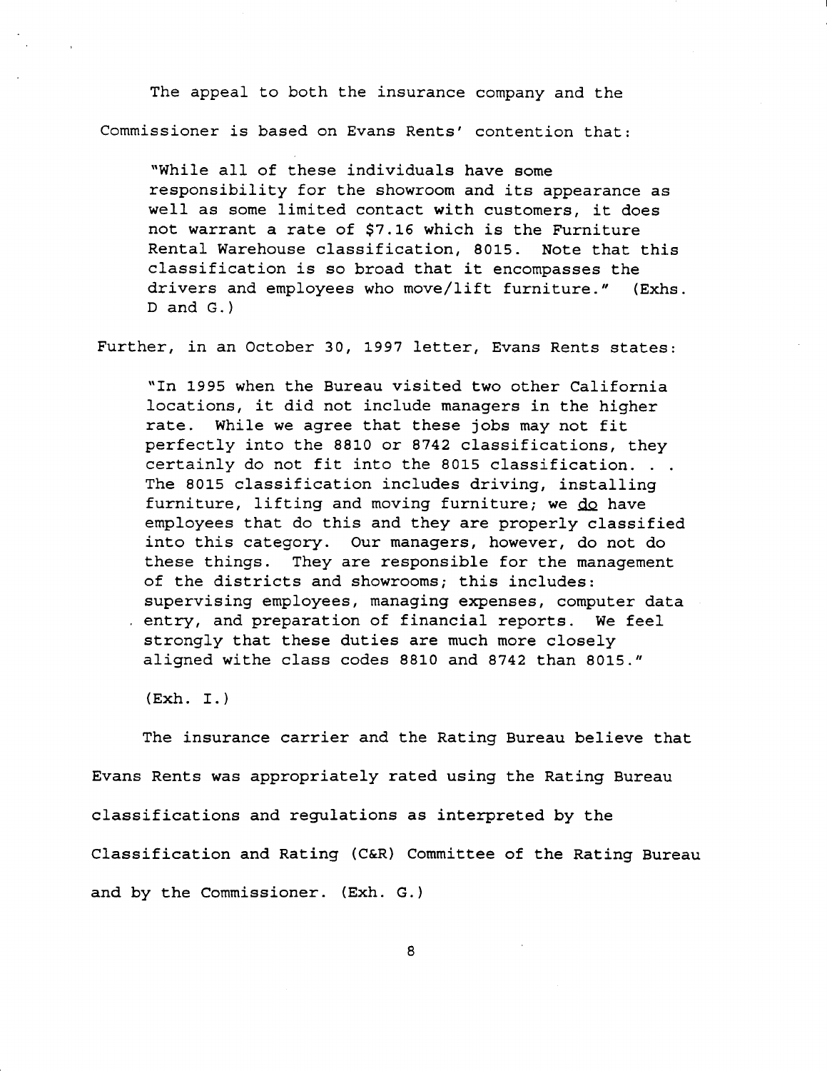The appeal to both the insurance company and the Commissioner is based on Evans Rents' contention that:

> "While all of these individuals have some responsibility for the showroom and its appearance as well as some limited contact with customers, it does not warrant a rate of $7.16 which is the Furniture Rental Warehouse classification, 8015. Note that this classification is so broad that it encompasses the drivers and employees who move/lift furniture." (Exhs. D and G.)

Further, in an October 30, 1997 letter, Evans Rents states:

> "In 1995 when the Bureau visited two other California locations, it did not include managers in the higher rate. While we agree that these jobs may not fit perfectly into the 8810 or 8742 classifications, they certainly do not fit into the 8015 classification. . . The 8015 classification includes driving, installing furniture, lifting and moving furniture; we <u>do</u> have employees that do this and they are properly classified into this category. Our managers, however, do not do these things. They are responsible for the management of the districts and showrooms; this includes: supervising employees, managing expenses, computer data entry, and preparation of financial reports. We feel strongly that these duties are much more closely aligned withe class codes 8810 and 8742 than 8015."
>
> (Exh. I.)

The insurance carrier and the Rating Bureau believe that Evans Rents was appropriately rated using the Rating Bureau classifications and regulations as interpreted by the Classification and Rating (C&R) Committee of the Rating Bureau and by the Commissioner. (Exh. G.)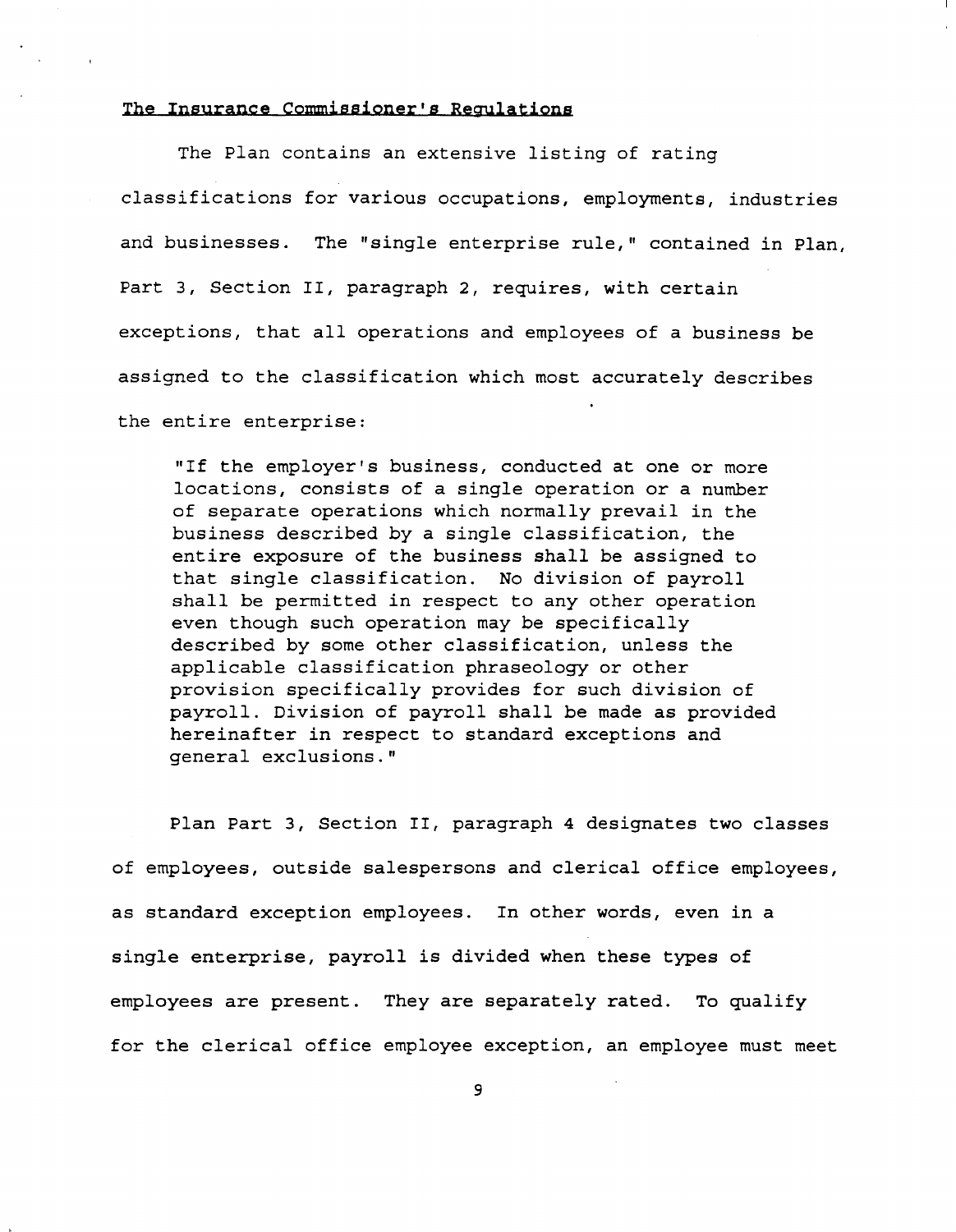<u>The Insurance Commissioner's Regulations</u>

The Plan contains an extensive listing of rating classifications for various occupations, employments, industries and businesses. The "single enterprise rule," contained in Plan, Part 3, Section II, paragraph 2, requires, with certain exceptions, that all operations and employees of a business be assigned to the classification which most accurately describes the entire enterprise:

> "If the employer's business, conducted at one or more locations, consists of a single operation or a number of separate operations which normally prevail in the business described by a single classification, the entire exposure of the business shall be assigned to that single classification. No division of payroll shall be permitted in respect to any other operation even though such operation may be specifically described by some other classification, unless the applicable classification phraseology or other provision specifically provides for such division of payroll. Division of payroll shall be made as provided hereinafter in respect to standard exceptions and general exclusions."

Plan Part 3, Section II, paragraph 4 designates two classes of employees, outside salespersons and clerical office employees, as standard exception employees. In other words, even in a single enterprise, payroll is divided when these types of employees are present. They are separately rated. To qualify for the clerical office employee exception, an employee must meet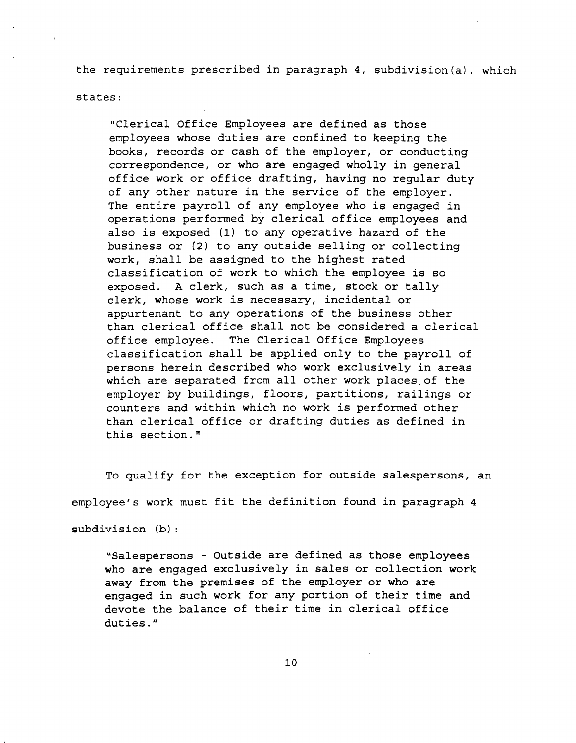the requirements prescribed in paragraph 4, subdivision(a), which states:

> "Clerical Office Employees are defined as those employees whose duties are confined to keeping the books, records or cash of the employer, or conducting correspondence, or who are engaged wholly in general office work or office drafting, having no regular duty of any other nature in the service of the employer. The entire payroll of any employee who is engaged in operations performed by clerical office employees and also is exposed (1) to any operative hazard of the business or (2) to any outside selling or collecting work, shall be assigned to the highest rated classification of work to which the employee is so exposed. A clerk, such as a time, stock or tally clerk, whose work is necessary, incidental or appurtenant to any operations of the business other than clerical office shall not be considered a clerical office employee. The Clerical Office Employees classification shall be applied only to the payroll of persons herein described who work exclusively in areas which are separated from all other work places of the employer by buildings, floors, partitions, railings or counters and within which no work is performed other than clerical office or drafting duties as defined in this section."

To qualify for the exception for outside salespersons, an employee's work must fit the definition found in paragraph 4 subdivision (b):

> "Salespersons - Outside are defined as those employees who are engaged exclusively in sales or collection work away from the premises of the employer or who are engaged in such work for any portion of their time and devote the balance of their time in clerical office duties."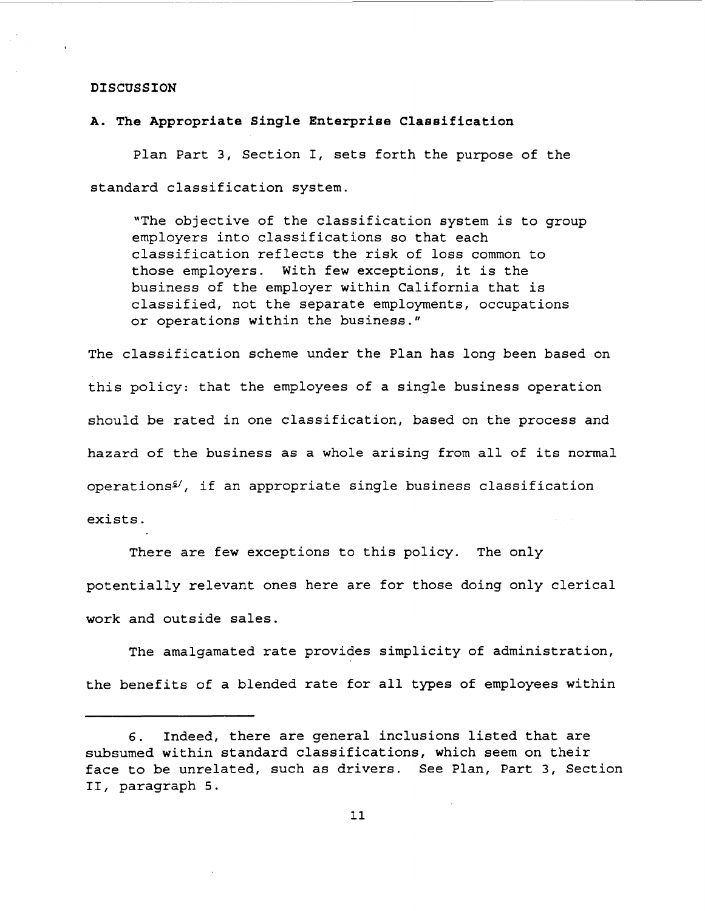**DISCUSSION**

**A. The Appropriate Single Enterprise Classification**

Plan Part 3, Section I, sets forth the purpose of the standard classification system.

> "The objective of the classification system is to group employers into classifications so that each classification reflects the risk of loss common to those employers. With few exceptions, it is the business of the employer within California that is classified, not the separate employments, occupations or operations within the business."

The classification scheme under the Plan has long been based on this policy: that the employees of a single business operation should be rated in one classification, based on the process and hazard of the business as a whole arising from all of its normal operations[6], if an appropriate single business classification exists.

There are few exceptions to this policy. The only potentially relevant ones here are for those doing only clerical work and outside sales.

The amalgamated rate provides simplicity of administration, the benefits of a blended rate for all types of employees within

---

6. Indeed, there are general inclusions listed that are subsumed within standard classifications, which seem on their face to be unrelated, such as drivers. See Plan, Part 3, Section II, paragraph 5.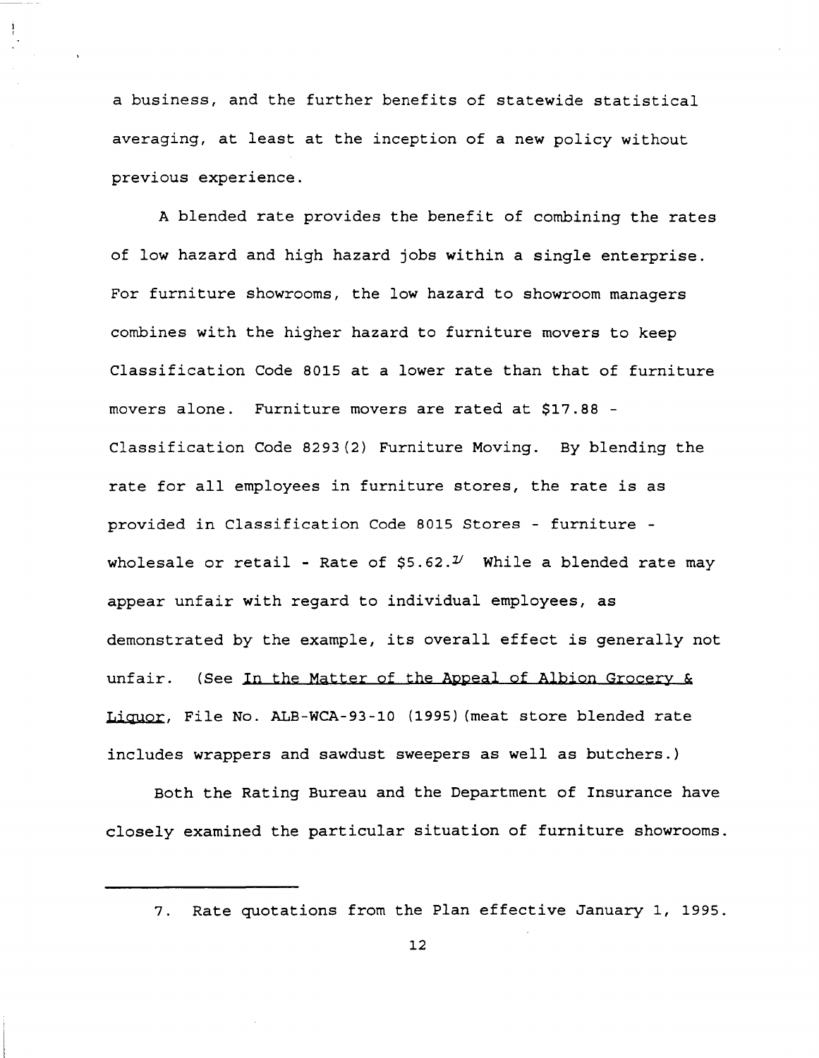a business, and the further benefits of statewide statistical averaging, at least at the inception of a new policy without previous experience.

A blended rate provides the benefit of combining the rates of low hazard and high hazard jobs within a single enterprise. For furniture showrooms, the low hazard to showroom managers combines with the higher hazard to furniture movers to keep Classification Code 8015 at a lower rate than that of furniture movers alone. Furniture movers are rated at $17.88 - Classification Code 8293(2) Furniture Moving. By blending the rate for all employees in furniture stores, the rate is as provided in Classification Code 8015 Stores - furniture - wholesale or retail - Rate of $5.62.[7] While a blended rate may appear unfair with regard to individual employees, as demonstrated by the example, its overall effect is generally not unfair. (See In the Matter of the Appeal of Albion Grocery & Liquor, File No. ALB-WCA-93-10 (1995)(meat store blended rate includes wrappers and sawdust sweepers as well as butchers.)

Both the Rating Bureau and the Department of Insurance have closely examined the particular situation of furniture showrooms.

---

7. Rate quotations from the Plan effective January 1, 1995.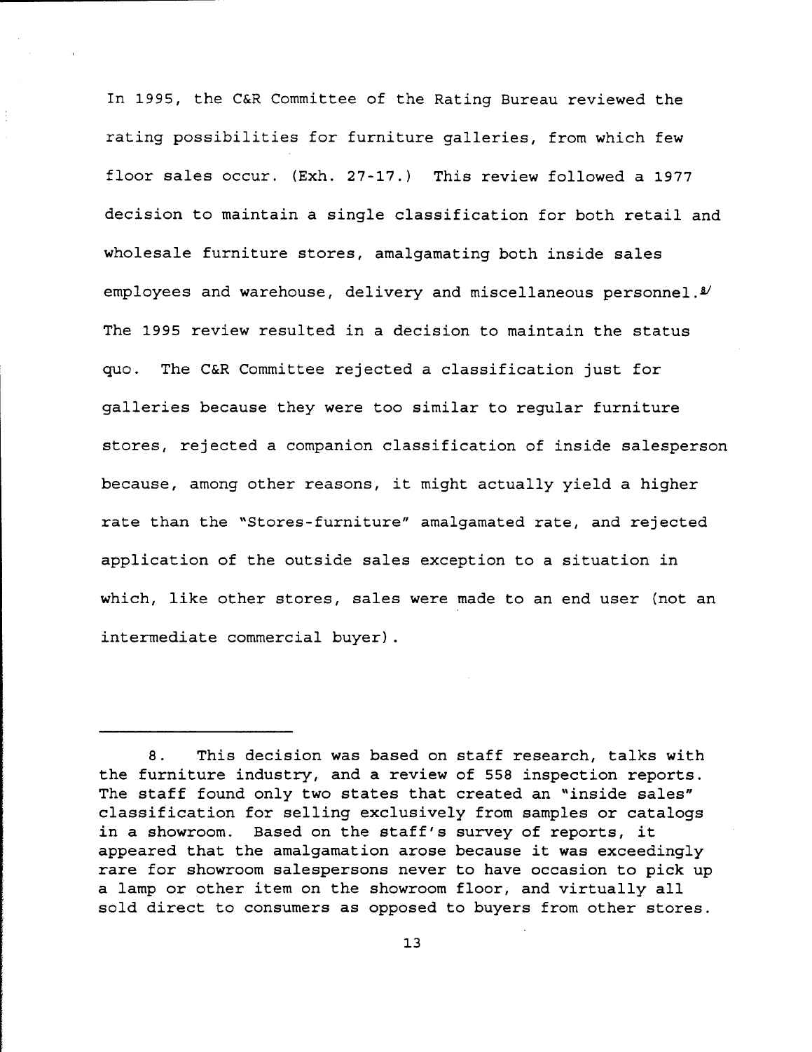In 1995, the C&R Committee of the Rating Bureau reviewed the rating possibilities for furniture galleries, from which few floor sales occur. (Exh. 27-17.) This review followed a 1977 decision to maintain a single classification for both retail and wholesale furniture stores, amalgamating both inside sales employees and warehouse, delivery and miscellaneous personnel.[8] The 1995 review resulted in a decision to maintain the status quo. The C&R Committee rejected a classification just for galleries because they were too similar to regular furniture stores, rejected a companion classification of inside salesperson because, among other reasons, it might actually yield a higher rate than the "Stores-furniture" amalgamated rate, and rejected application of the outside sales exception to a situation in which, like other stores, sales were made to an end user (not an intermediate commercial buyer).

---

8. This decision was based on staff research, talks with the furniture industry, and a review of 558 inspection reports. The staff found only two states that created an "inside sales" classification for selling exclusively from samples or catalogs in a showroom. Based on the staff's survey of reports, it appeared that the amalgamation arose because it was exceedingly rare for showroom salespersons never to have occasion to pick up a lamp or other item on the showroom floor, and virtually all sold direct to consumers as opposed to buyers from other stores.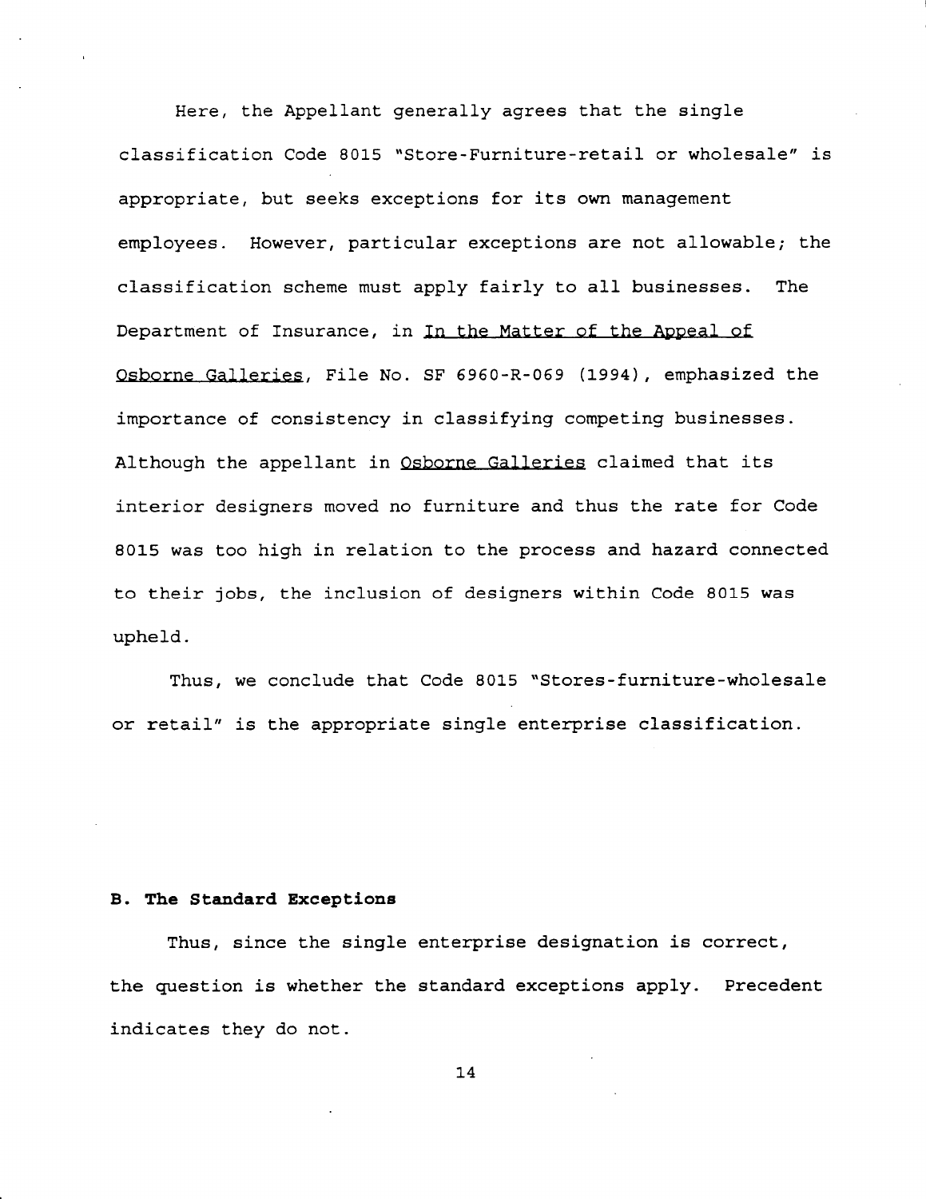Here, the Appellant generally agrees that the single classification Code 8015 "Store-Furniture-retail or wholesale" is appropriate, but seeks exceptions for its own management employees. However, particular exceptions are not allowable; the classification scheme must apply fairly to all businesses. The Department of Insurance, in In the Matter of the Appeal of Osborne Galleries, File No. SF 6960-R-069 (1994), emphasized the importance of consistency in classifying competing businesses. Although the appellant in Osborne Galleries claimed that its interior designers moved no furniture and thus the rate for Code 8015 was too high in relation to the process and hazard connected to their jobs, the inclusion of designers within Code 8015 was upheld.

Thus, we conclude that Code 8015 "Stores-furniture-wholesale or retail" is the appropriate single enterprise classification.

**B. The Standard Exceptions**

Thus, since the single enterprise designation is correct, the question is whether the standard exceptions apply. Precedent indicates they do not.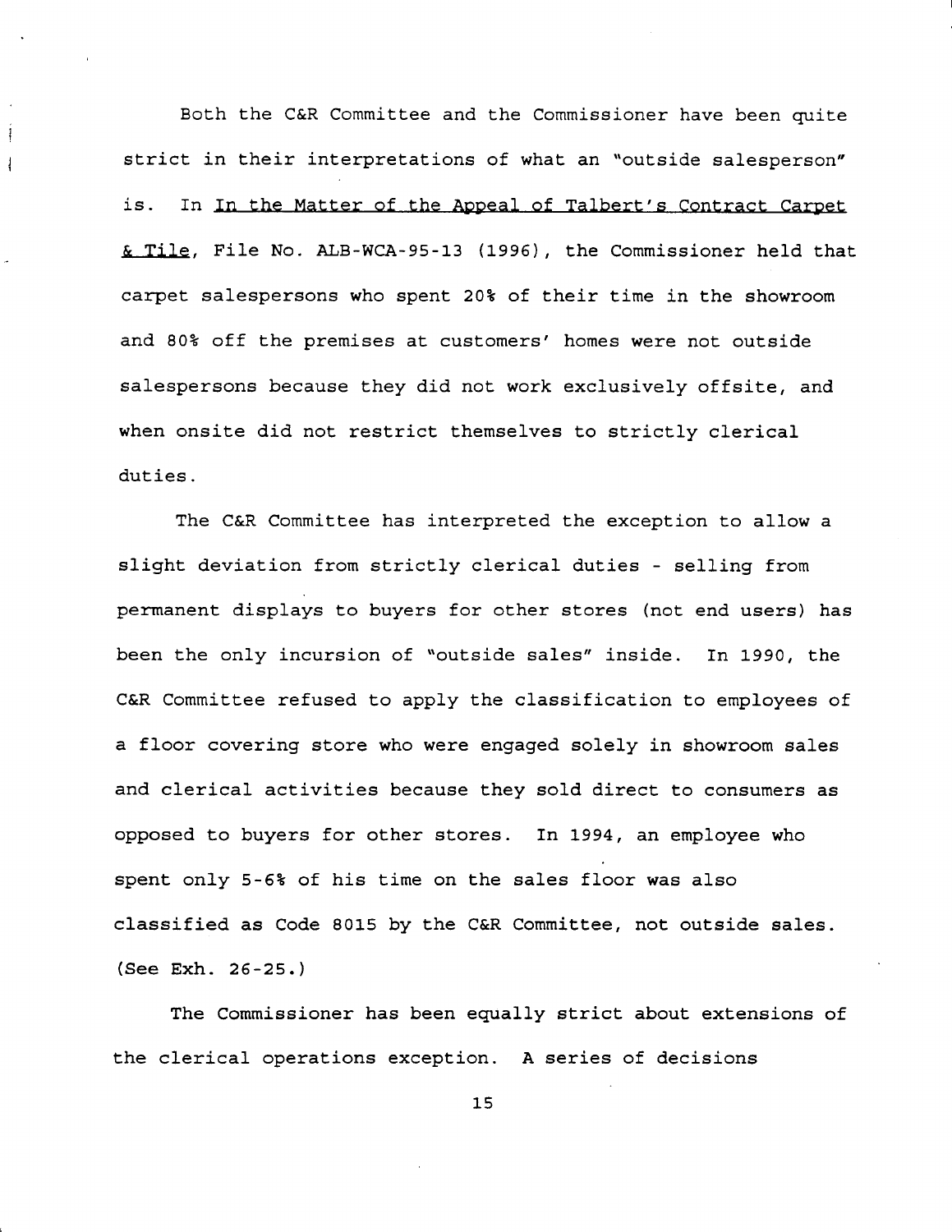Both the C&R Committee and the Commissioner have been quite strict in their interpretations of what an "outside salesperson" is. In In the Matter of the Appeal of Talbert's Contract Carpet & Tile, File No. ALB-WCA-95-13 (1996), the Commissioner held that carpet salespersons who spent 20% of their time in the showroom and 80% off the premises at customers' homes were not outside salespersons because they did not work exclusively offsite, and when onsite did not restrict themselves to strictly clerical duties.

The C&R Committee has interpreted the exception to allow a slight deviation from strictly clerical duties - selling from permanent displays to buyers for other stores (not end users) has been the only incursion of "outside sales" inside. In 1990, the C&R Committee refused to apply the classification to employees of a floor covering store who were engaged solely in showroom sales and clerical activities because they sold direct to consumers as opposed to buyers for other stores. In 1994, an employee who spent only 5-6% of his time on the sales floor was also classified as Code 8015 by the C&R Committee, not outside sales. (See Exh. 26-25.)

The Commissioner has been equally strict about extensions of the clerical operations exception. A series of decisions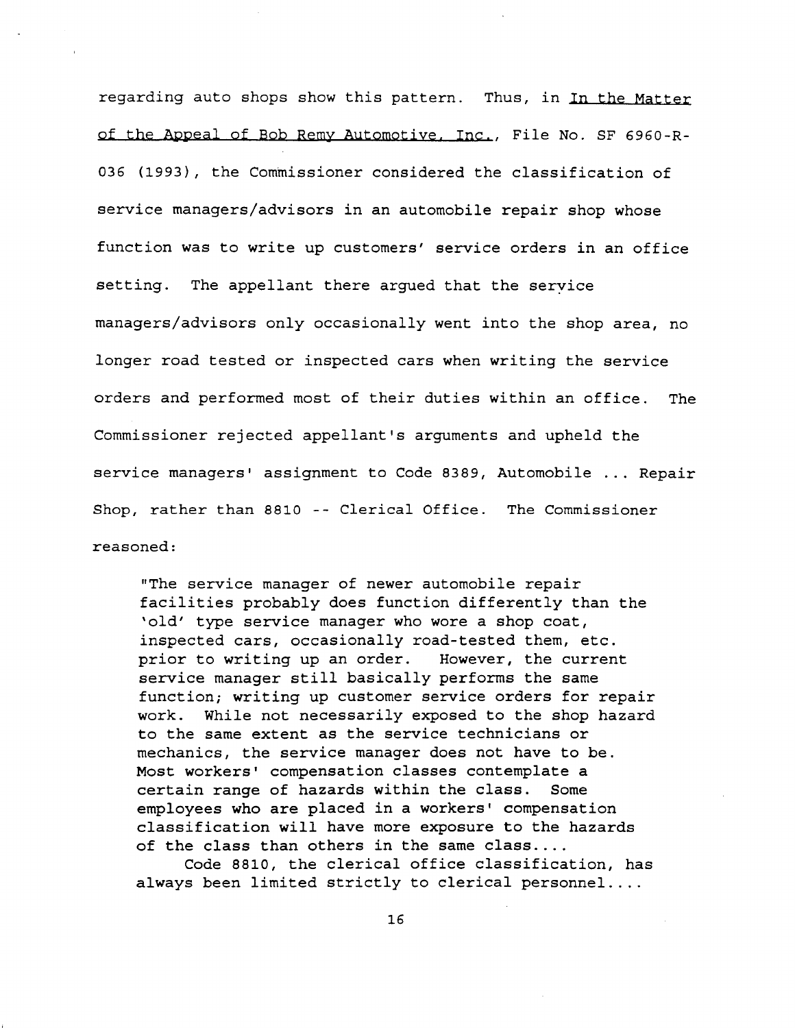regarding auto shops show this pattern. Thus, in In the Matter of the Appeal of Bob Remy Automotive, Inc., File No. SF 6960-R-036 (1993), the Commissioner considered the classification of service managers/advisors in an automobile repair shop whose function was to write up customers' service orders in an office setting. The appellant there argued that the service managers/advisors only occasionally went into the shop area, no longer road tested or inspected cars when writing the service orders and performed most of their duties within an office. The Commissioner rejected appellant's arguments and upheld the service managers' assignment to Code 8389, Automobile ... Repair Shop, rather than 8810 -- Clerical Office. The Commissioner reasoned:

> "The service manager of newer automobile repair facilities probably does function differently than the 'old' type service manager who wore a shop coat, inspected cars, occasionally road-tested them, etc. prior to writing up an order. However, the current service manager still basically performs the same function; writing up customer service orders for repair work. While not necessarily exposed to the shop hazard to the same extent as the service technicians or mechanics, the service manager does not have to be. Most workers' compensation classes contemplate a certain range of hazards within the class. Some employees who are placed in a workers' compensation classification will have more exposure to the hazards of the class than others in the same class....
>
> Code 8810, the clerical office classification, has always been limited strictly to clerical personnel....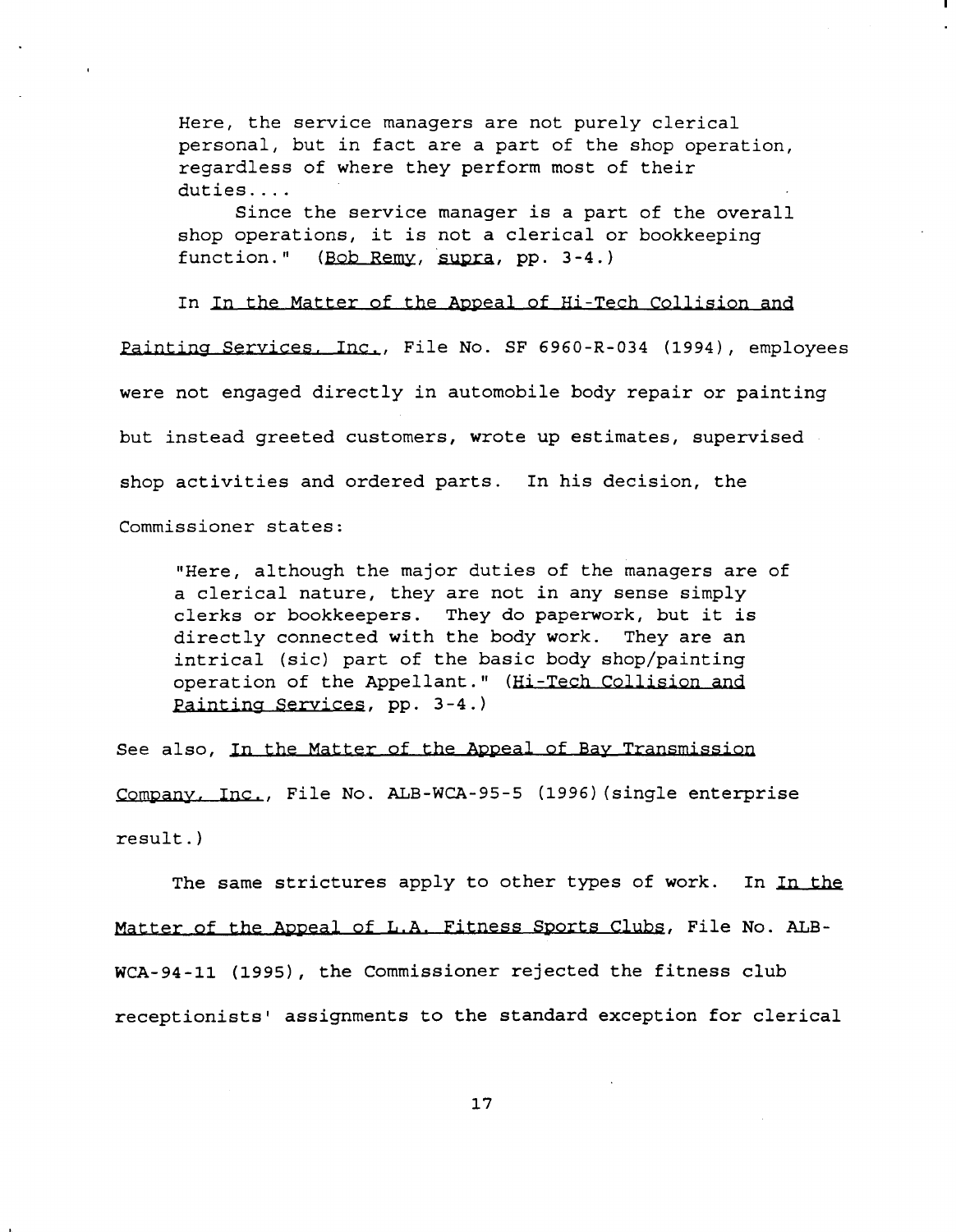> Here, the service managers are not purely clerical personal, but in fact are a part of the shop operation, regardless of where they perform most of their duties....
>
> Since the service manager is a part of the overall shop operations, it is not a clerical or bookkeeping function." (Bob Remy, supra, pp. 3-4.)

In In the Matter of the Appeal of Hi-Tech Collision and Painting Services, Inc., File No. SF 6960-R-034 (1994), employees were not engaged directly in automobile body repair or painting but instead greeted customers, wrote up estimates, supervised shop activities and ordered parts. In his decision, the Commissioner states:

> "Here, although the major duties of the managers are of a clerical nature, they are not in any sense simply clerks or bookkeepers. They do paperwork, but it is directly connected with the body work. They are an intrical (sic) part of the basic body shop/painting operation of the Appellant." (Hi-Tech Collision and Painting Services, pp. 3-4.)

See also, In the Matter of the Appeal of Bay Transmission Company, Inc., File No. ALB-WCA-95-5 (1996)(single enterprise result.)

The same strictures apply to other types of work. In In the Matter of the Appeal of L.A. Fitness Sports Clubs, File No. ALB-WCA-94-11 (1995), the Commissioner rejected the fitness club receptionists' assignments to the standard exception for clerical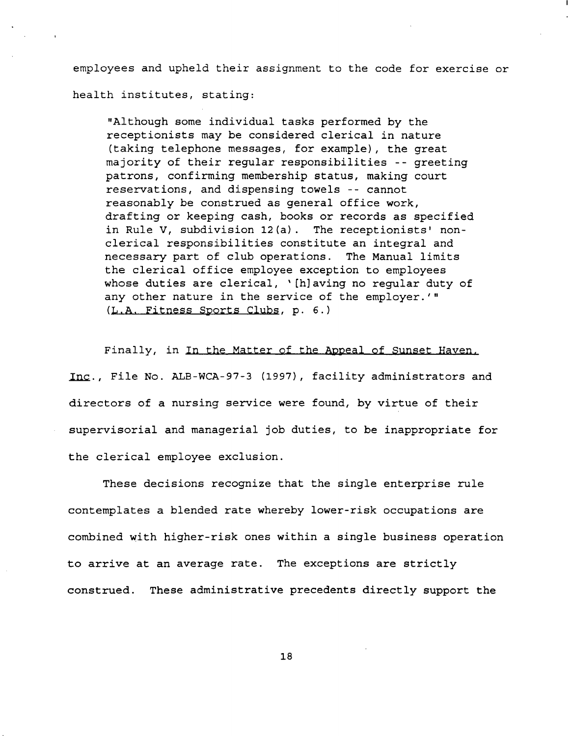employees and upheld their assignment to the code for exercise or health institutes, stating:

> "Although some individual tasks performed by the receptionists may be considered clerical in nature (taking telephone messages, for example), the great majority of their regular responsibilities -- greeting patrons, confirming membership status, making court reservations, and dispensing towels -- cannot reasonably be construed as general office work, drafting or keeping cash, books or records as specified in Rule V, subdivision 12(a). The receptionists' non-clerical responsibilities constitute an integral and necessary part of club operations. The Manual limits the clerical office employee exception to employees whose duties are clerical, '[h]aving no regular duty of any other nature in the service of the employer.'" (<u>L.A. Fitness Sports Clubs</u>, p. 6.)

Finally, in <u>In the Matter of the Appeal of Sunset Haven, Inc.</u>, File No. ALB-WCA-97-3 (1997), facility administrators and directors of a nursing service were found, by virtue of their supervisorial and managerial job duties, to be inappropriate for the clerical employee exclusion.

These decisions recognize that the single enterprise rule contemplates a blended rate whereby lower-risk occupations are combined with higher-risk ones within a single business operation to arrive at an average rate. The exceptions are strictly construed. These administrative precedents directly support the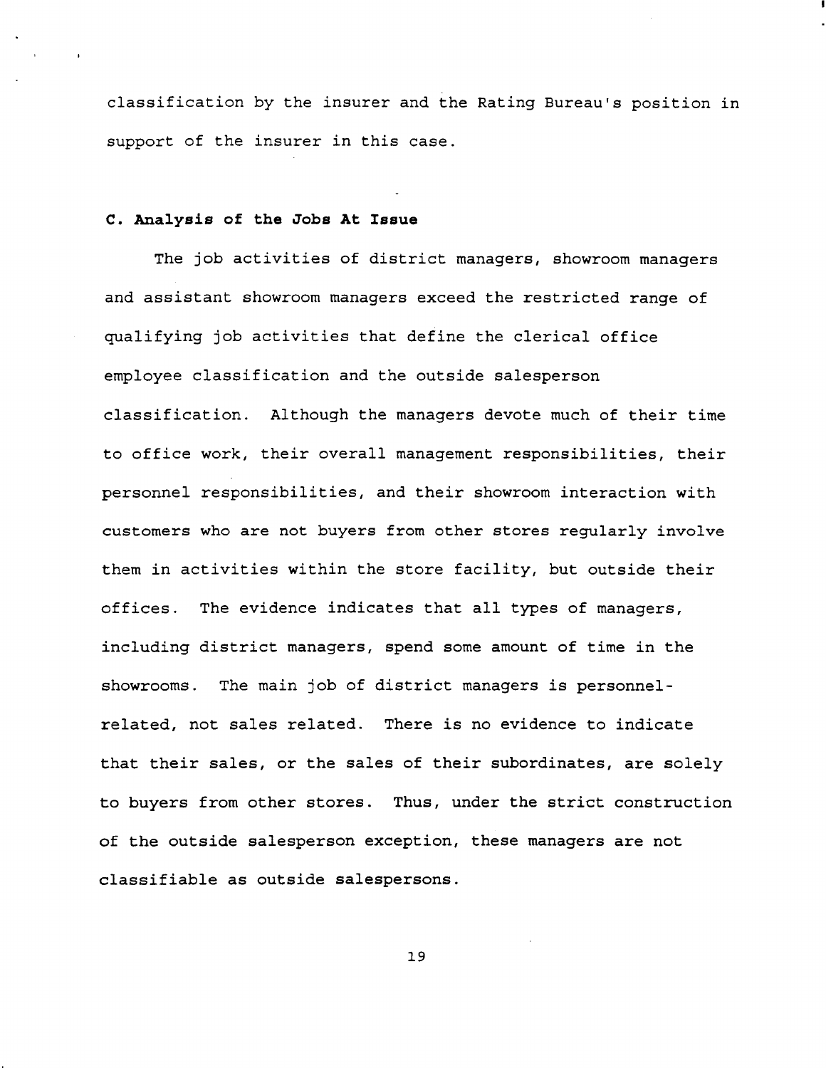classification by the insurer and the Rating Bureau's position in support of the insurer in this case.

### C. Analysis of the Jobs At Issue

The job activities of district managers, showroom managers and assistant showroom managers exceed the restricted range of qualifying job activities that define the clerical office employee classification and the outside salesperson classification. Although the managers devote much of their time to office work, their overall management responsibilities, their personnel responsibilities, and their showroom interaction with customers who are not buyers from other stores regularly involve them in activities within the store facility, but outside their offices. The evidence indicates that all types of managers, including district managers, spend some amount of time in the showrooms. The main job of district managers is personnel-related, not sales related. There is no evidence to indicate that their sales, or the sales of their subordinates, are solely to buyers from other stores. Thus, under the strict construction of the outside salesperson exception, these managers are not classifiable as outside salespersons.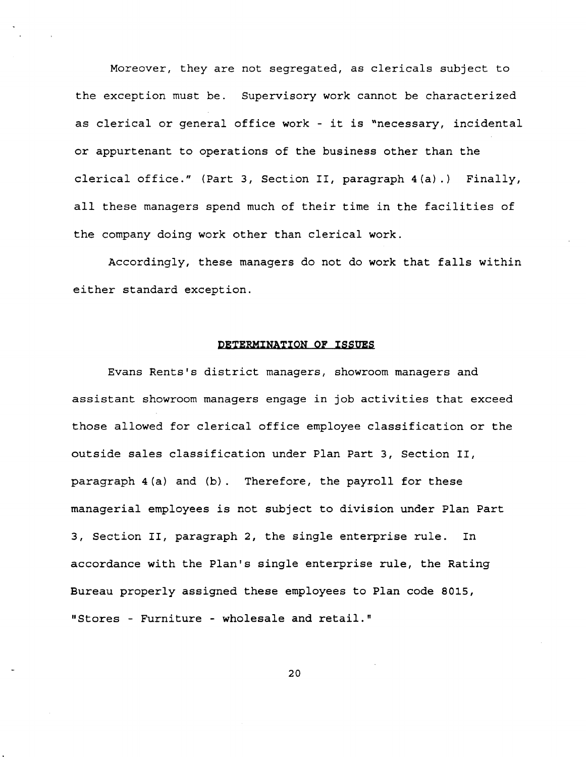Moreover, they are not segregated, as clericals subject to the exception must be. Supervisory work cannot be characterized as clerical or general office work - it is "necessary, incidental or appurtenant to operations of the business other than the clerical office." (Part 3, Section II, paragraph 4(a).) Finally, all these managers spend much of their time in the facilities of the company doing work other than clerical work.

Accordingly, these managers do not do work that falls within either standard exception.

## DETERMINATION OF ISSUES

Evans Rents's district managers, showroom managers and assistant showroom managers engage in job activities that exceed those allowed for clerical office employee classification or the outside sales classification under Plan Part 3, Section II, paragraph 4(a) and (b). Therefore, the payroll for these managerial employees is not subject to division under Plan Part 3, Section II, paragraph 2, the single enterprise rule. In accordance with the Plan's single enterprise rule, the Rating Bureau properly assigned these employees to Plan code 8015, "Stores - Furniture - wholesale and retail."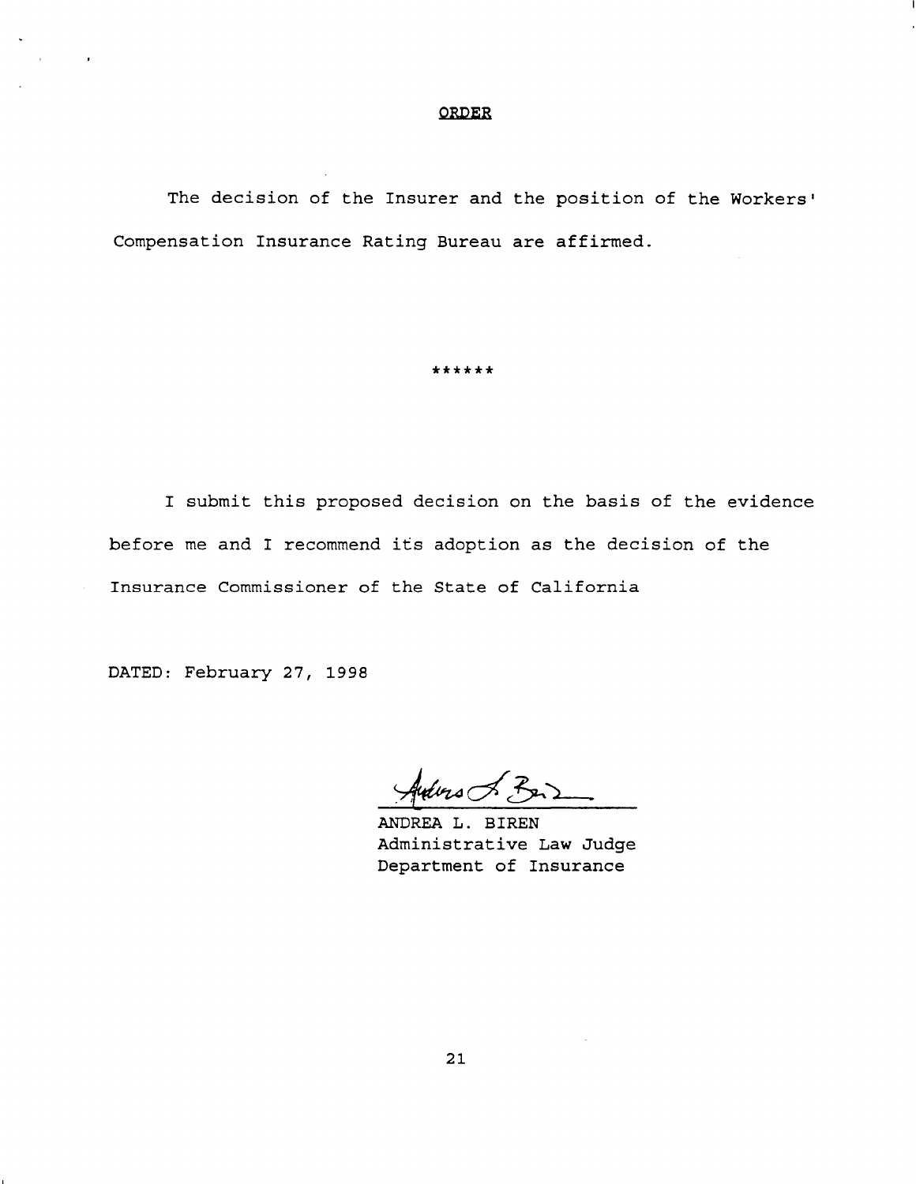## ORDER

The decision of the Insurer and the position of the Workers' Compensation Insurance Rating Bureau are affirmed.

******

I submit this proposed decision on the basis of the evidence before me and I recommend its adoption as the decision of the Insurance Commissioner of the State of California

DATED: February 27, 1998

ANDREA L. BIREN
Administrative Law Judge
Department of Insurance